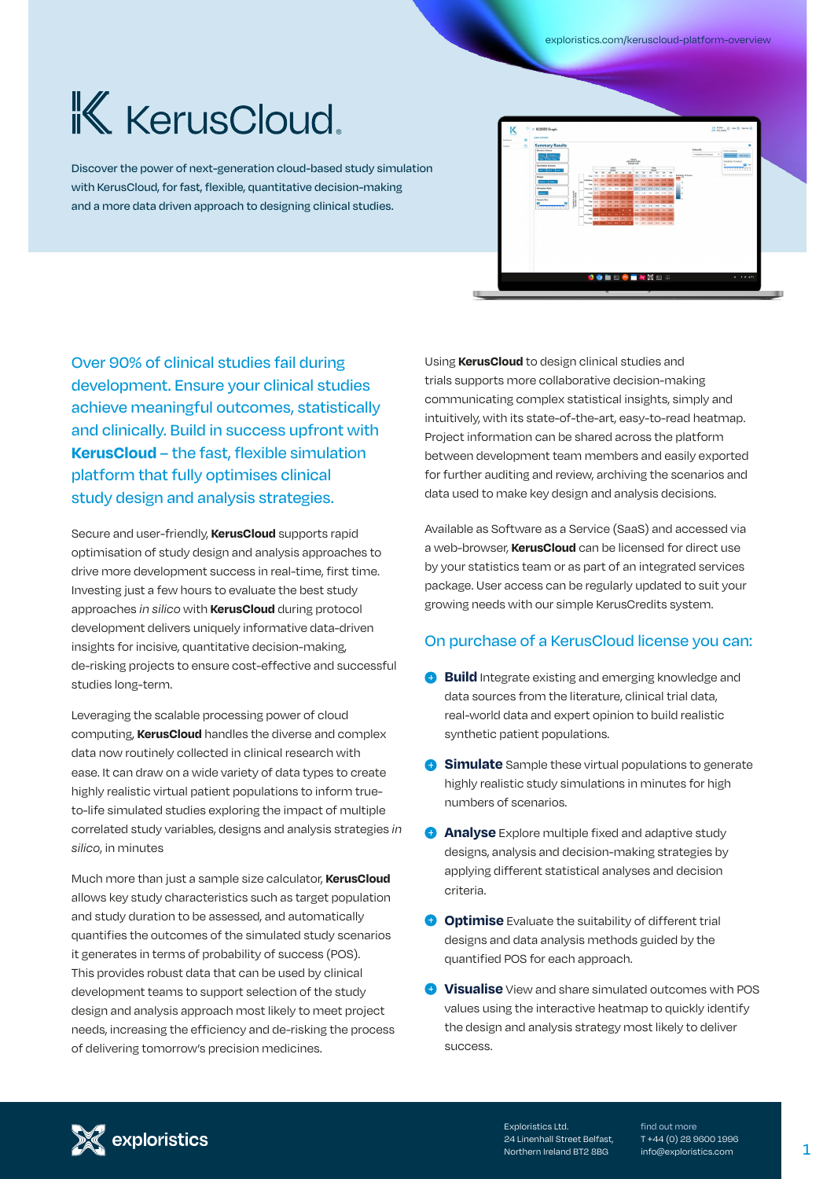explonistics.com/keruscloud-platform-overview

# KerusCloud®

Discover the power of next-generation cloud-based study simulation with KerusCloud, for fast, flexible, quantitative decision-making and a more data driven approach to designing clinical studies.

## Over 90% of clinical studies fail during development. Ensure your clinical studies achieve meaningful outcomes, statistically and clinically. Build in success upfront with **KerusCloud** – the fast, flexible simulation platform that fully optimises clinical study design and analysis strategies.

Secure and user-friendly, **KerusCloud** supports rapid optimisation of study design and analysis approaches to drive more development success in real-time, first time. Investing just a few hours to evaluate the best study approaches *in silico* with **KerusCloud** during protocol development delivers uniquely informative data-driven insights for incisive, quantitative decision-making, de-risking projects to ensure cost-effective and successful studies long-term.

Leveraging the scalable processing power of cloud computing, **KerusCloud** handles the diverse and complex data now routinely collected in clinical research with ease. It can draw on a wide variety of data types to create highly realistic virtual patient populations to inform true-to-life simulated studies exploring the impact of multiple correlated study variables, designs and analysis strategies *in silico*, in minutes

Much more than just a sample size calculator, **KerusCloud** allows key study characteristics such as target population and study duration to be assessed, and automatically quantifies the outcomes of the simulated study scenarios it generates in terms of probability of success (POS). This provides robust data that can be used by clinical development teams to support selection of the study design and analysis approach most likely to meet project needs, increasing the efficiency and de-risking the process of delivering tomorrow's precision medicines.

Using **KerusCloud** to design clinical studies and trials supports more collaborative decision-making communicating complex statistical insights, simply and intuitively, with its state-of-the-art, easy-to-read heatmap. Project information can be shared across the platform between development team members and easily exported for further auditing and review, archiving the scenarios and data used to make key design and analysis decisions.

Available as Software as a Service (SaaS) and accessed via a web-browser, **KerusCloud** can be licensed for direct use by your statistics team or as part of an integrated services package. User access can be regularly updated to suit your growing needs with our simple KerusCredits system.

## On purchase of a KerusCloud license you can:

- **Build** Integrate existing and emerging knowledge and data sources from the literature, clinical trial data, real-world data and expert opinion to build realistic synthetic patient populations.
- **Simulate** Sample these virtual populations to generate highly realistic study simulations in minutes for high numbers of scenarios.
- **Analyse** Explore multiple fixed and adaptive study designs, analysis and decision-making strategies by applying different statistical analyses and decision criteria.
- **Optimise** Evaluate the suitability of different trial designs and data analysis methods guided by the quantified POS for each approach.
- **Visualise** View and share simulated outcomes with POS values using the interactive heatmap to quickly identify the design and analysis strategy most likely to deliver success.

exploristics

Exploristics Ltd.
24 Linenhall Street Belfast,
Northern Ireland BT2 8BG

find out more
T +44 (0) 28 9600 1996
info@exploristics.com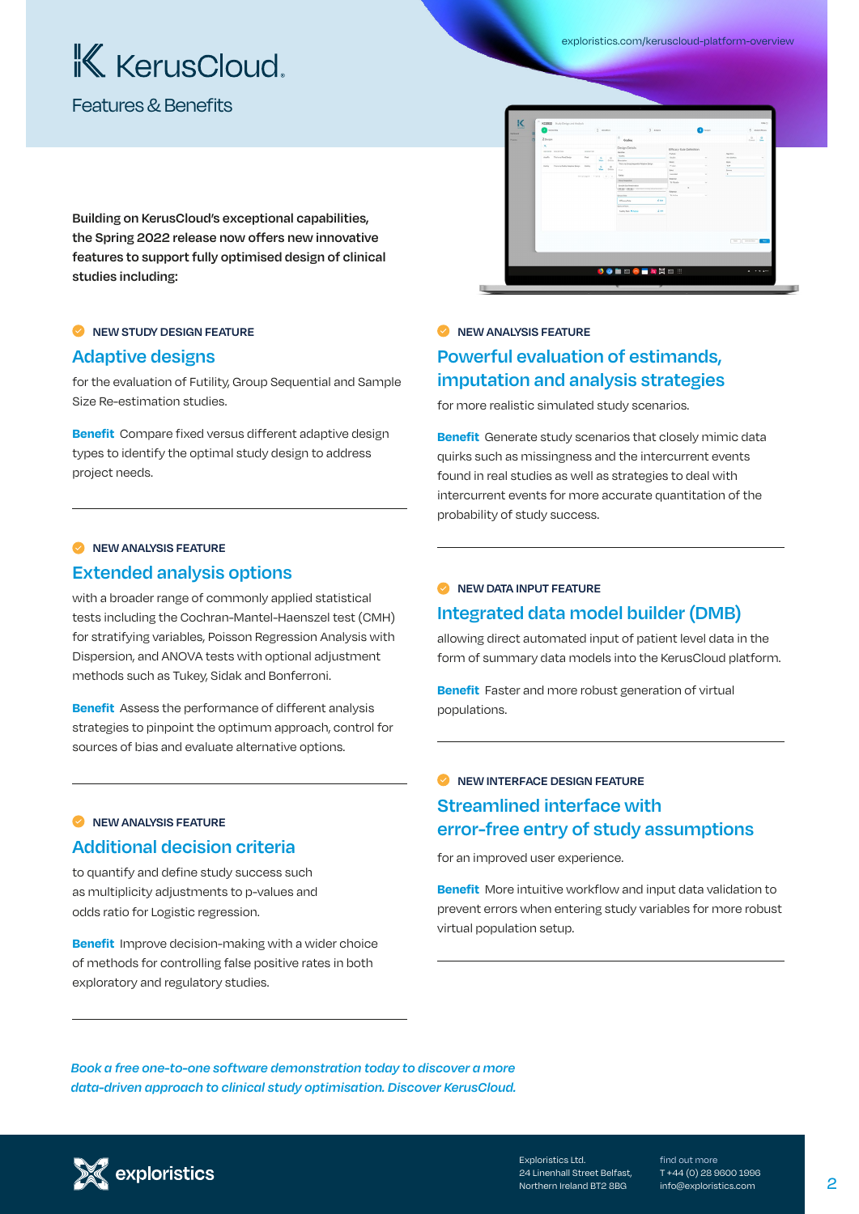# KerusCloud.

## Features & Benefits

exploristics.com/kerescloud-platform-overview

Building on KerusCloud's exceptional capabilities, the Spring 2022 release now offers new innovative features to support fully optimised design of clinical studies including:

NEW STUDY DESIGN FEATURE

### Adaptive designs

for the evaluation of Futility, Group Sequential and Sample Size Re-estimation studies.

**Benefit** Compare fixed versus different adaptive design types to identify the optimal study design to address project needs.

NEW ANALYSIS FEATURE

### Extended analysis options

with a broader range of commonly applied statistical tests including the Cochran-Mantel-Haenszel test (CMH) for stratifying variables, Poisson Regression Analysis with Dispersion, and ANOVA tests with optional adjustment methods such as Tukey, Sidak and Bonferroni.

**Benefit** Assess the performance of different analysis strategies to pinpoint the optimum approach, control for sources of bias and evaluate alternative options.

NEW ANALYSIS FEATURE

### Additional decision criteria

to quantify and define study success such as multiplicity adjustments to p-values and odds ratio for Logistic regression.

**Benefit** Improve decision-making with a wider choice of methods for controlling false positive rates in both exploratory and regulatory studies.

NEW ANALYSIS FEATURE

### Powerful evaluation of estimands, imputation and analysis strategies

for more realistic simulated study scenarios.

**Benefit** Generate study scenarios that closely mimic data quirks such as missingness and the intercurrent events found in real studies as well as strategies to deal with intercurrent events for more accurate quantitation of the probability of study success.

NEW DATA INPUT FEATURE

### Integrated data model builder (DMB)

allowing direct automated input of patient level data in the form of summary data models into the KerusCloud platform.

**Benefit** Faster and more robust generation of virtual populations.

NEW INTERFACE DESIGN FEATURE

### Streamlined interface with error-free entry of study assumptions

for an improved user experience.

**Benefit** More intuitive workflow and input data validation to prevent errors when entering study variables for more robust virtual population setup.

*Book a free one-to-one software demonstration today to discover a more data-driven approach to clinical study optimisation. Discover KerusCloud.*

exploristics

Explorisitics Ltd.
24 Linenhall Street Belfast,
Northern Ireland BT2 8BG

find out more
T +44 (0) 28 9600 1996
info@explorisitics.com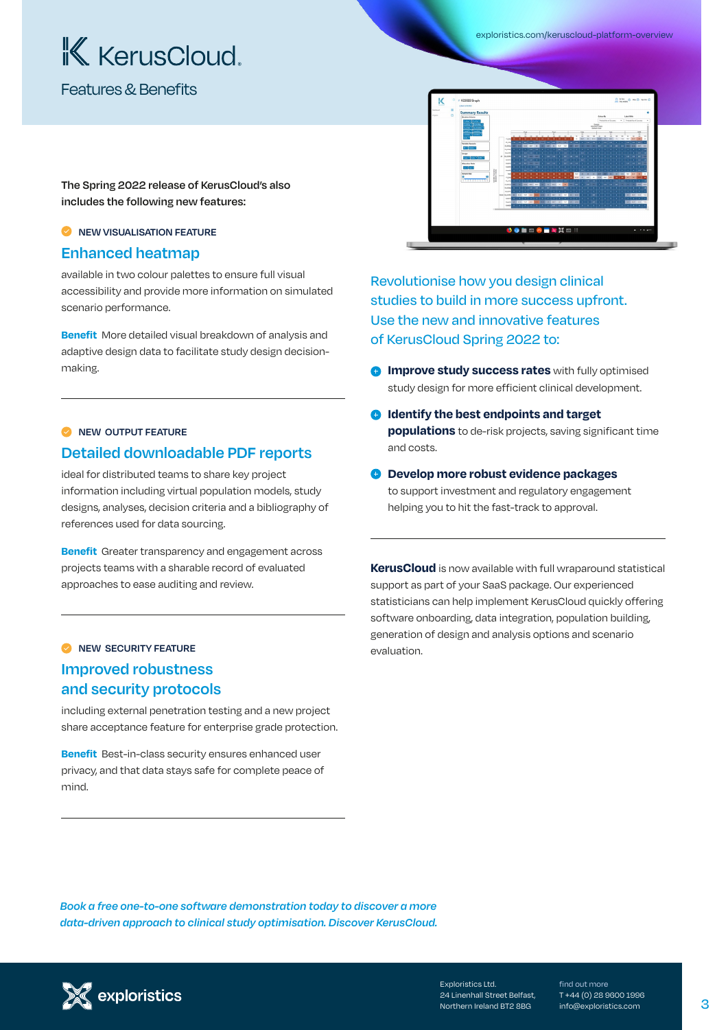# KerusCloud

Features & Benefits

explorisitics.com/keruscloud-platform-overview

The Spring 2022 release of KerusCloud's also includes the following new features:

NEW VISUALISATION FEATURE

## Enhanced heatmap

available in two colour palettes to ensure full visual accessibility and provide more information on simulated scenario performance.

**Benefit** More detailed visual breakdown of analysis and adaptive design data to facilitate study design decision-making.

NEW OUTPUT FEATURE

## Detailed downloadable PDF reports

ideal for distributed teams to share key project information including virtual population models, study designs, analyses, decision criteria and a bibliography of references used for data sourcing.

**Benefit** Greater transparency and engagement across projects teams with a sharable record of evaluated approaches to ease auditing and review.

NEW SECURITY FEATURE

## Improved robustness and security protocols

including external penetration testing and a new project share acceptance feature for enterprise grade protection.

**Benefit** Best-in-class security ensures enhanced user privacy, and that data stays safe for complete peace of mind.

## Revolutionise how you design clinical studies to build in more success upfront. Use the new and innovative features of KerusCloud Spring 2022 to:

- **Improve study success rates** with fully optimised study design for more efficient clinical development.
- **Identify the best endpoints and target populations** to de-risk projects, saving significant time and costs.
- **Develop more robust evidence packages** to support investment and regulatory engagement helping you to hit the fast-track to approval.

**KerusCloud** is now available with full wraparound statistical support as part of your SaaS package. Our experienced statisticians can help implement KerusCloud quickly offering software onboarding, data integration, population building, generation of design and analysis options and scenario evaluation.

*Book a free one-to-one software demonstration today to discover a more data-driven approach to clinical study optimisation. Discover KerusCloud.*

exploristics

Exploristics Ltd.
24 Linenhall Street Belfast,
Northern Ireland BT2 8BG

find out more
T +44 (0) 28 9600 1996
info@exploristics.com